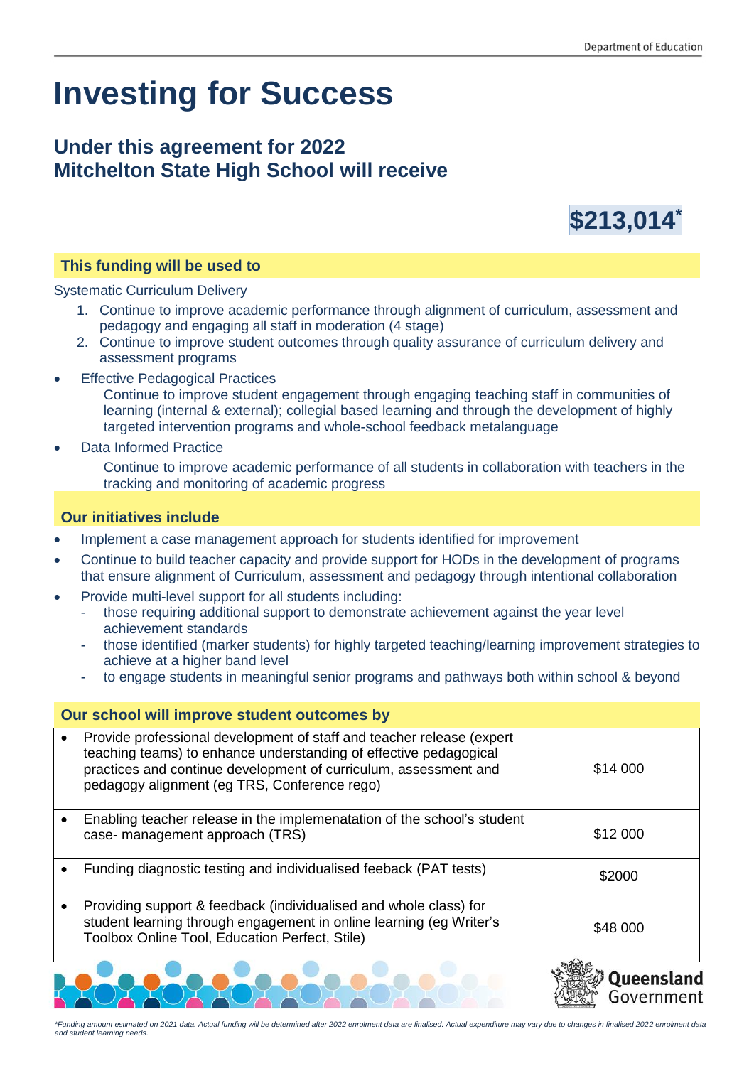# Investing for Success

## Under this agreement for 2022
## Mitchelton State High School will receive

**$213,014***

### This funding will be used to

Systematic Curriculum Delivery

1. Continue to improve academic performance through alignment of curriculum, assessment and pedagogy and engaging all staff in moderation (4 stage)
2. Continue to improve student outcomes through quality assurance of curriculum delivery and assessment programs

- Effective Pedagogical Practices

  Continue to improve student engagement through engaging teaching staff in communities of learning (internal & external); collegial based learning and through the development of highly targeted intervention programs and whole-school feedback metalanguage

- Data Informed Practice

  Continue to improve academic performance of all students in collaboration with teachers in the tracking and monitoring of academic progress

### Our initiatives include

- Implement a case management approach for students identified for improvement
- Continue to build teacher capacity and provide support for HODs in the development of programs that ensure alignment of Curriculum, assessment and pedagogy through intentional collaboration
- Provide multi-level support for all students including:
  - those requiring additional support to demonstrate achievement against the year level achievement standards
  - those identified (marker students) for highly targeted teaching/learning improvement strategies to achieve at a higher band level
  - to engage students in meaningful senior programs and pathways both within school & beyond

### Our school will improve student outcomes by

| | |
|---|---|
| • Provide professional development of staff and teacher release (expert teaching teams) to enhance understanding of effective pedagogical practices and continue development of curriculum, assessment and pedagogy alignment (eg TRS, Conference rego) | $14 000 |
| • Enabling teacher release in the implemenatation of the school's student case- management approach (TRS) | $12 000 |
| • Funding diagnostic testing and individualised feeback (PAT tests) | $2000 |
| • Providing support & feedback (individualised and whole class) for student learning through engagement in online learning (eg Writer's Toolbox Online Tool, Education Perfect, Stile) | $48 000 |

*Funding amount estimated on 2021 data. Actual funding will be determined after 2022 enrolment data are finalised. Actual expenditure may vary due to changes in finalised 2022 enrolment data and student learning needs.*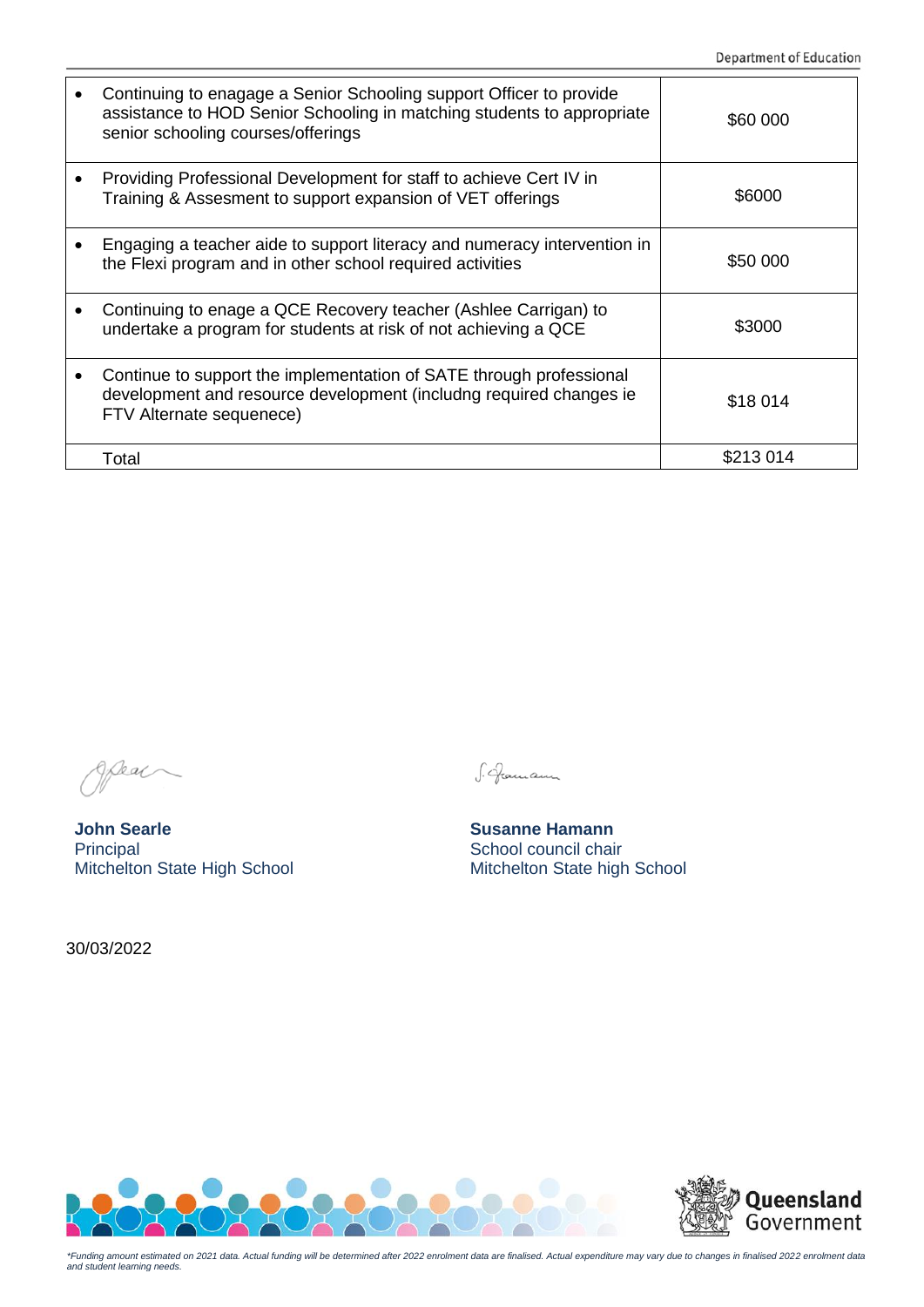| | |
|---|---|
| • Continuing to enagage a Senior Schooling support Officer to provide assistance to HOD Senior Schooling in matching students to appropriate senior schooling courses/offerings | $60 000 |
| • Providing Professional Development for staff to achieve Cert IV in Training & Assesment to support expansion of VET offerings | $6000 |
| • Engaging a teacher aide to support literacy and numeracy intervention in the Flexi program and in other school required activities | $50 000 |
| • Continuing to enage a QCE Recovery teacher (Ashlee Carrigan) to undertake a program for students at risk of not achieving a QCE | $3000 |
| • Continue to support the implementation of SATE through professional development and resource development (includng required changes ie FTV Alternate sequenece) | $18 014 |
| Total | $213 014 |

**John Searle**
Principal
Mitchelton State High School

**Susanne Hamann**
School council chair
Mitchelton State high School

30/03/2022

*Funding amount estimated on 2021 data. Actual funding will be determined after 2022 enrolment data are finalised. Actual expenditure may vary due to changes in finalised 2022 enrolment data and student learning needs.*